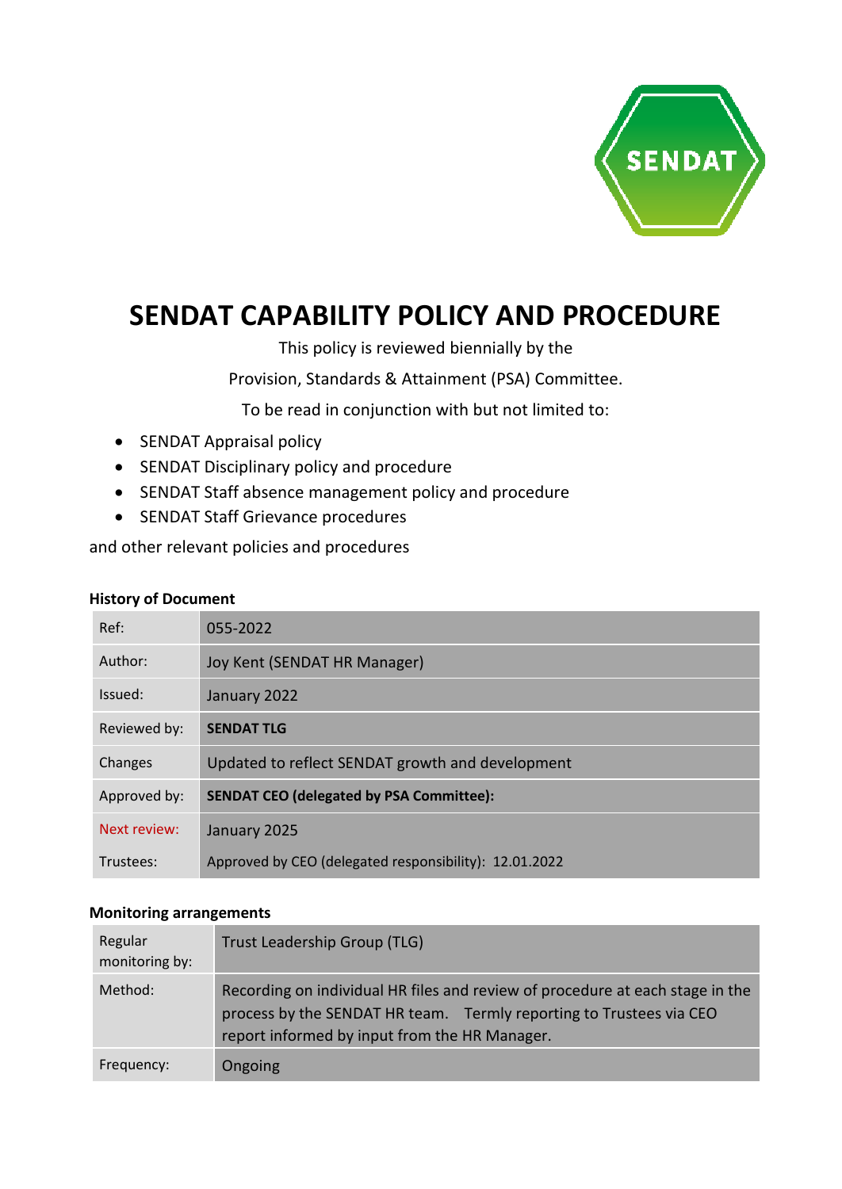SENDAT

# SENDAT CAPABILITY POLICY AND PROCEDURE

This policy is reviewed biennially by the

Provision, Standards & Attainment (PSA) Committee.

To be read in conjunction with but not limited to:

- SENDAT Appraisal policy
- SENDAT Disciplinary policy and procedure
- SENDAT Staff absence management policy and procedure
- SENDAT Staff Grievance procedures

and other relevant policies and procedures

**History of Document**

| | |
|---|---|
| Ref: | 055-2022 |
| Author: | Joy Kent (SENDAT HR Manager) |
| Issued: | January 2022 |
| Reviewed by: | **SENDAT TLG** |
| Changes | Updated to reflect SENDAT growth and development |
| Approved by: | **SENDAT CEO (delegated by PSA Committee):** |
| Next review: | January 2025 |
| Trustees: | Approved by CEO (delegated responsibility): 12.01.2022 |

**Monitoring arrangements**

| | |
|---|---|
| Regular monitoring by: | Trust Leadership Group (TLG) |
| Method: | Recording on individual HR files and review of procedure at each stage in the process by the SENDAT HR team. Termly reporting to Trustees via CEO report informed by input from the HR Manager. |
| Frequency: | Ongoing |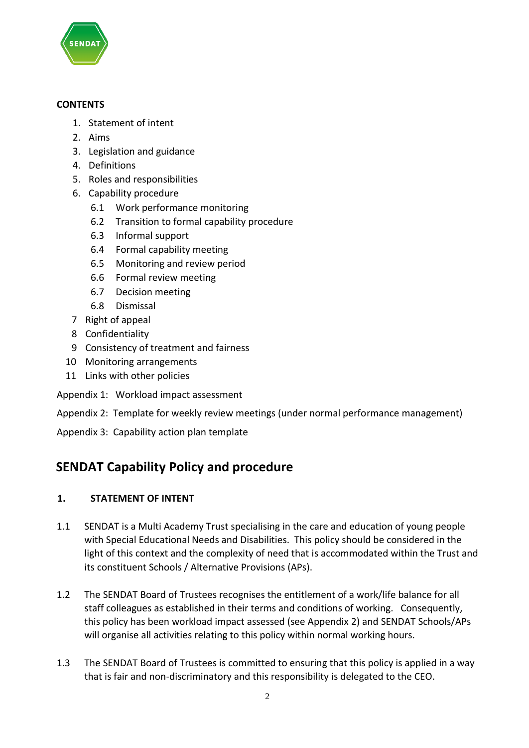**CONTENTS**

1. Statement of intent
2. Aims
3. Legislation and guidance
4. Definitions
5. Roles and responsibilities
6. Capability procedure
   - 6.1 Work performance monitoring
   - 6.2 Transition to formal capability procedure
   - 6.3 Informal support
   - 6.4 Formal capability meeting
   - 6.5 Monitoring and review period
   - 6.6 Formal review meeting
   - 6.7 Decision meeting
   - 6.8 Dismissal
7. Right of appeal
8. Confidentiality
9. Consistency of treatment and fairness
10. Monitoring arrangements
11. Links with other policies

Appendix 1: Workload impact assessment

Appendix 2: Template for weekly review meetings (under normal performance management)

Appendix 3: Capability action plan template

# SENDAT Capability Policy and procedure

## 1. STATEMENT OF INTENT

1.1 SENDAT is a Multi Academy Trust specialising in the care and education of young people with Special Educational Needs and Disabilities. This policy should be considered in the light of this context and the complexity of need that is accommodated within the Trust and its constituent Schools / Alternative Provisions (APs).

1.2 The SENDAT Board of Trustees recognises the entitlement of a work/life balance for all staff colleagues as established in their terms and conditions of working. Consequently, this policy has been workload impact assessed (see Appendix 2) and SENDAT Schools/APs will organise all activities relating to this policy within normal working hours.

1.3 The SENDAT Board of Trustees is committed to ensuring that this policy is applied in a way that is fair and non-discriminatory and this responsibility is delegated to the CEO.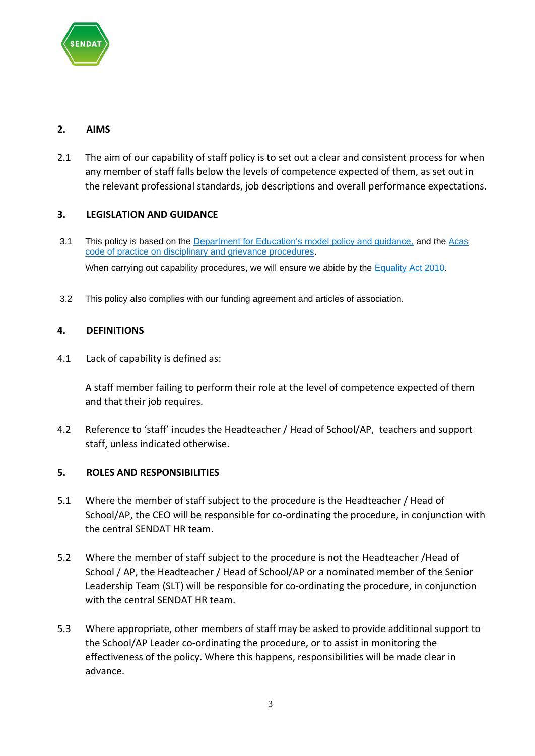## 2. AIMS

2.1 The aim of our capability of staff policy is to set out a clear and consistent process for when any member of staff falls below the levels of competence expected of them, as set out in the relevant professional standards, job descriptions and overall performance expectations.

## 3. LEGISLATION AND GUIDANCE

3.1 This policy is based on the Department for Education's model policy and guidance, and the Acas code of practice on disciplinary and grievance procedures.

When carrying out capability procedures, we will ensure we abide by the Equality Act 2010.

3.2 This policy also complies with our funding agreement and articles of association.

## 4. DEFINITIONS

4.1 Lack of capability is defined as:

A staff member failing to perform their role at the level of competence expected of them and that their job requires.

4.2 Reference to 'staff' incudes the Headteacher / Head of School/AP, teachers and support staff, unless indicated otherwise.

## 5. ROLES AND RESPONSIBILITIES

5.1 Where the member of staff subject to the procedure is the Headteacher / Head of School/AP, the CEO will be responsible for co-ordinating the procedure, in conjunction with the central SENDAT HR team.

5.2 Where the member of staff subject to the procedure is not the Headteacher /Head of School / AP, the Headteacher / Head of School/AP or a nominated member of the Senior Leadership Team (SLT) will be responsible for co-ordinating the procedure, in conjunction with the central SENDAT HR team.

5.3 Where appropriate, other members of staff may be asked to provide additional support to the School/AP Leader co-ordinating the procedure, or to assist in monitoring the effectiveness of the policy. Where this happens, responsibilities will be made clear in advance.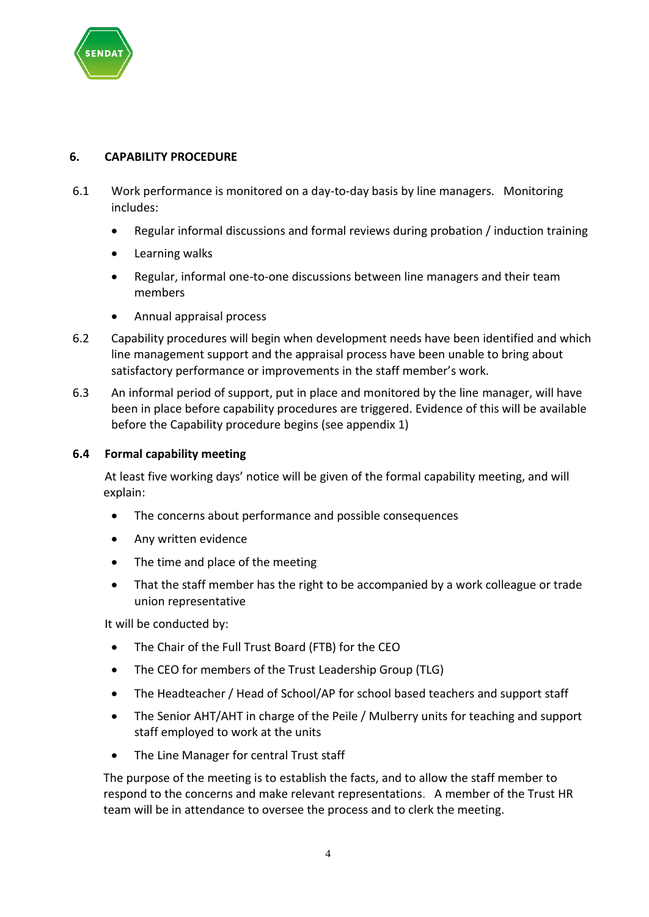## 6. CAPABILITY PROCEDURE

6.1 Work performance is monitored on a day-to-day basis by line managers. Monitoring includes:

- Regular informal discussions and formal reviews during probation / induction training
- Learning walks
- Regular, informal one-to-one discussions between line managers and their team members
- Annual appraisal process

6.2 Capability procedures will begin when development needs have been identified and which line management support and the appraisal process have been unable to bring about satisfactory performance or improvements in the staff member's work.

6.3 An informal period of support, put in place and monitored by the line manager, will have been in place before capability procedures are triggered. Evidence of this will be available before the Capability procedure begins (see appendix 1)

### 6.4 Formal capability meeting

At least five working days' notice will be given of the formal capability meeting, and will explain:

- The concerns about performance and possible consequences
- Any written evidence
- The time and place of the meeting
- That the staff member has the right to be accompanied by a work colleague or trade union representative

It will be conducted by:

- The Chair of the Full Trust Board (FTB) for the CEO
- The CEO for members of the Trust Leadership Group (TLG)
- The Headteacher / Head of School/AP for school based teachers and support staff
- The Senior AHT/AHT in charge of the Peile / Mulberry units for teaching and support staff employed to work at the units
- The Line Manager for central Trust staff

The purpose of the meeting is to establish the facts, and to allow the staff member to respond to the concerns and make relevant representations. A member of the Trust HR team will be in attendance to oversee the process and to clerk the meeting.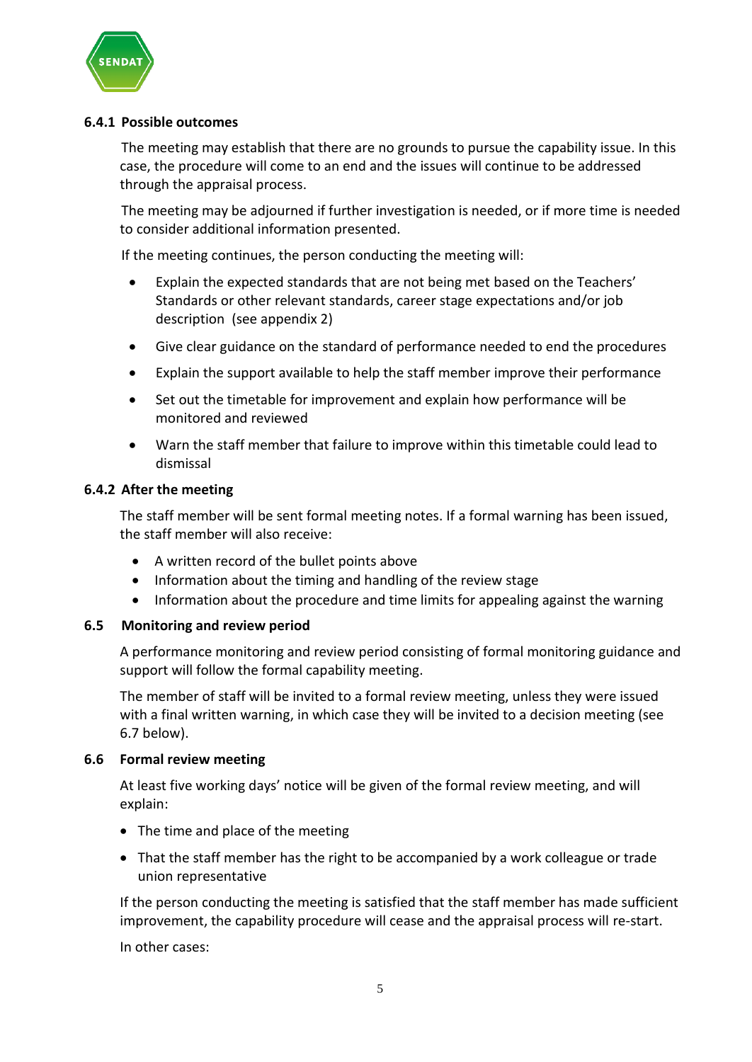### 6.4.1 Possible outcomes

The meeting may establish that there are no grounds to pursue the capability issue. In this case, the procedure will come to an end and the issues will continue to be addressed through the appraisal process.

The meeting may be adjourned if further investigation is needed, or if more time is needed to consider additional information presented.

If the meeting continues, the person conducting the meeting will:

- Explain the expected standards that are not being met based on the Teachers' Standards or other relevant standards, career stage expectations and/or job description (see appendix 2)
- Give clear guidance on the standard of performance needed to end the procedures
- Explain the support available to help the staff member improve their performance
- Set out the timetable for improvement and explain how performance will be monitored and reviewed
- Warn the staff member that failure to improve within this timetable could lead to dismissal

### 6.4.2 After the meeting

The staff member will be sent formal meeting notes. If a formal warning has been issued, the staff member will also receive:

- A written record of the bullet points above
- Information about the timing and handling of the review stage
- Information about the procedure and time limits for appealing against the warning

### 6.5 Monitoring and review period

A performance monitoring and review period consisting of formal monitoring guidance and support will follow the formal capability meeting.

The member of staff will be invited to a formal review meeting, unless they were issued with a final written warning, in which case they will be invited to a decision meeting (see 6.7 below).

### 6.6 Formal review meeting

At least five working days' notice will be given of the formal review meeting, and will explain:

- The time and place of the meeting
- That the staff member has the right to be accompanied by a work colleague or trade union representative

If the person conducting the meeting is satisfied that the staff member has made sufficient improvement, the capability procedure will cease and the appraisal process will re-start.

In other cases: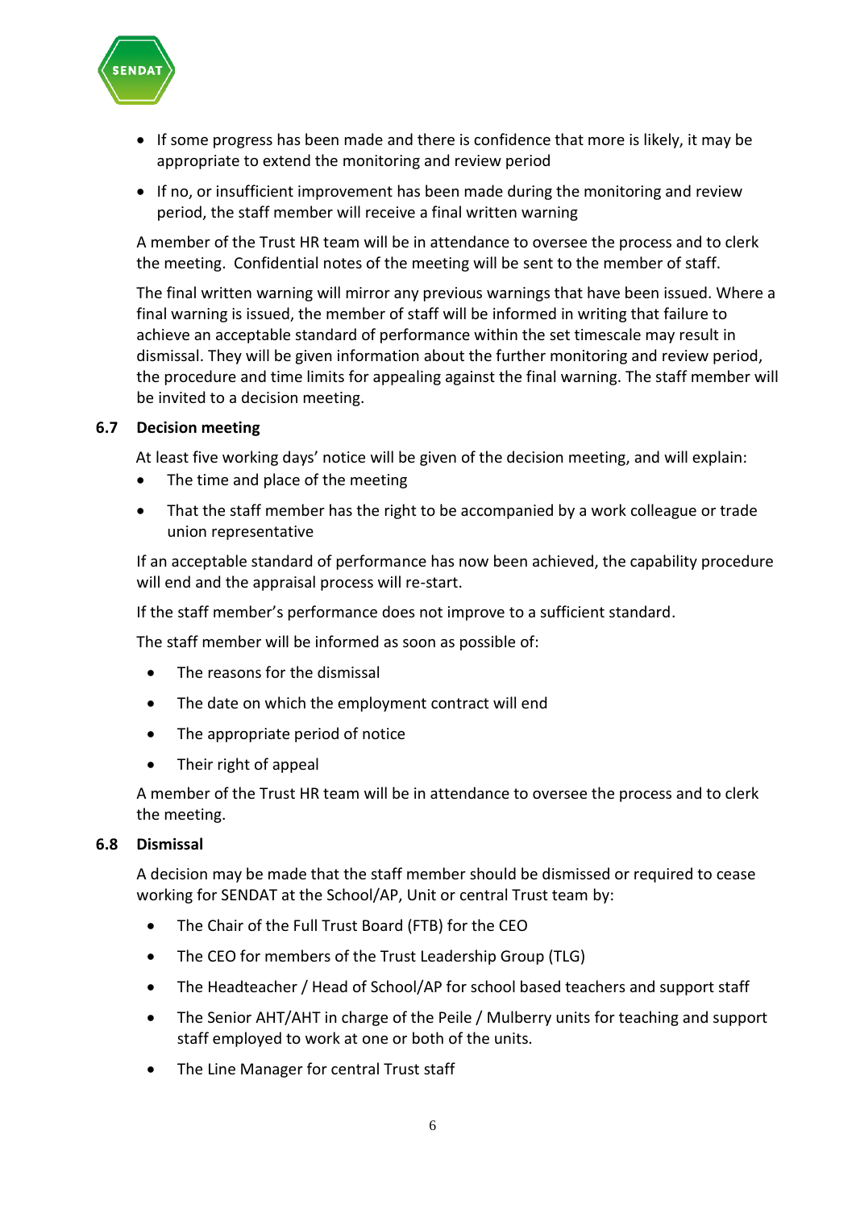- If some progress has been made and there is confidence that more is likely, it may be appropriate to extend the monitoring and review period
- If no, or insufficient improvement has been made during the monitoring and review period, the staff member will receive a final written warning

A member of the Trust HR team will be in attendance to oversee the process and to clerk the meeting. Confidential notes of the meeting will be sent to the member of staff.

The final written warning will mirror any previous warnings that have been issued. Where a final warning is issued, the member of staff will be informed in writing that failure to achieve an acceptable standard of performance within the set timescale may result in dismissal. They will be given information about the further monitoring and review period, the procedure and time limits for appealing against the final warning. The staff member will be invited to a decision meeting.

### 6.7 Decision meeting

At least five working days' notice will be given of the decision meeting, and will explain:

- The time and place of the meeting
- That the staff member has the right to be accompanied by a work colleague or trade union representative

If an acceptable standard of performance has now been achieved, the capability procedure will end and the appraisal process will re-start.

If the staff member's performance does not improve to a sufficient standard.

The staff member will be informed as soon as possible of:

- The reasons for the dismissal
- The date on which the employment contract will end
- The appropriate period of notice
- Their right of appeal

A member of the Trust HR team will be in attendance to oversee the process and to clerk the meeting.

### 6.8 Dismissal

A decision may be made that the staff member should be dismissed or required to cease working for SENDAT at the School/AP, Unit or central Trust team by:

- The Chair of the Full Trust Board (FTB) for the CEO
- The CEO for members of the Trust Leadership Group (TLG)
- The Headteacher / Head of School/AP for school based teachers and support staff
- The Senior AHT/AHT in charge of the Peile / Mulberry units for teaching and support staff employed to work at one or both of the units.
- The Line Manager for central Trust staff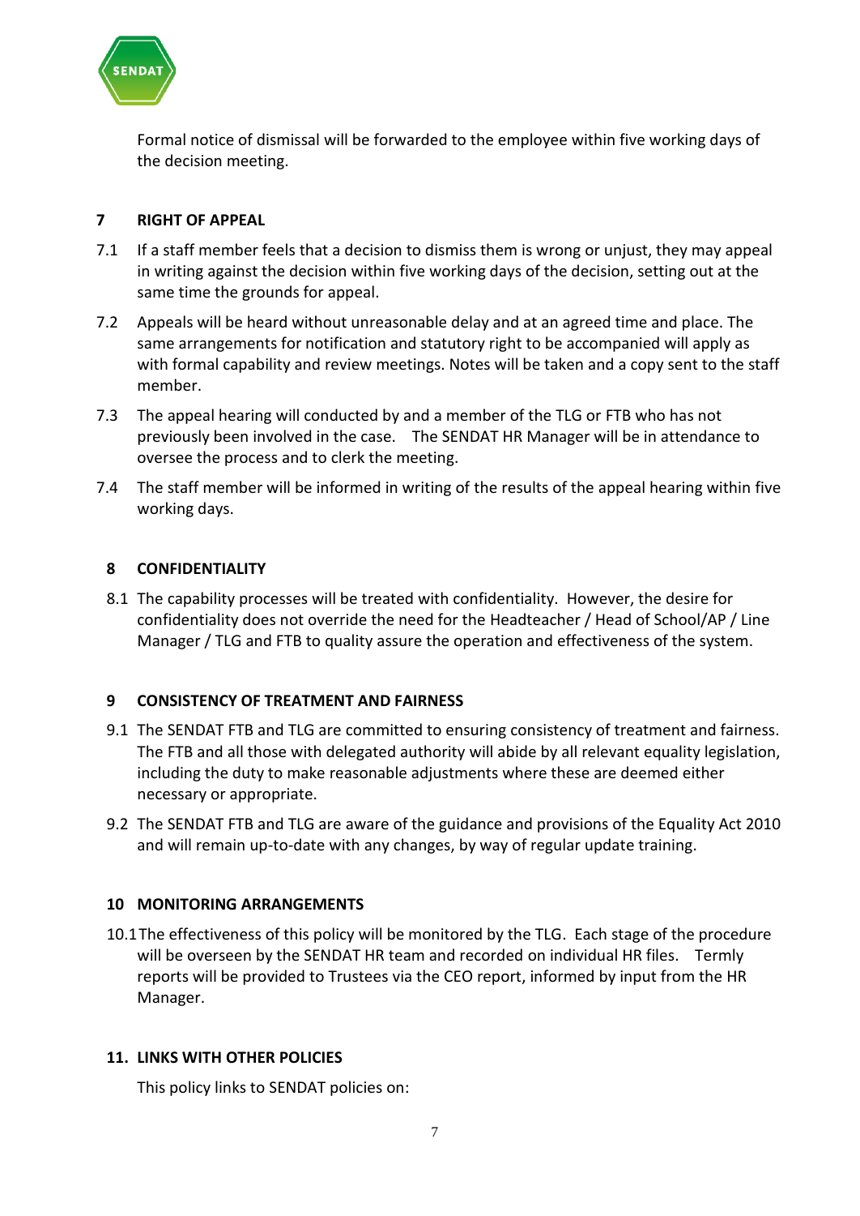Formal notice of dismissal will be forwarded to the employee within five working days of the decision meeting.

## 7 RIGHT OF APPEAL

7.1 If a staff member feels that a decision to dismiss them is wrong or unjust, they may appeal in writing against the decision within five working days of the decision, setting out at the same time the grounds for appeal.

7.2 Appeals will be heard without unreasonable delay and at an agreed time and place. The same arrangements for notification and statutory right to be accompanied will apply as with formal capability and review meetings. Notes will be taken and a copy sent to the staff member.

7.3 The appeal hearing will conducted by and a member of the TLG or FTB who has not previously been involved in the case. The SENDAT HR Manager will be in attendance to oversee the process and to clerk the meeting.

7.4 The staff member will be informed in writing of the results of the appeal hearing within five working days.

## 8 CONFIDENTIALITY

8.1 The capability processes will be treated with confidentiality. However, the desire for confidentiality does not override the need for the Headteacher / Head of School/AP / Line Manager / TLG and FTB to quality assure the operation and effectiveness of the system.

## 9 CONSISTENCY OF TREATMENT AND FAIRNESS

9.1 The SENDAT FTB and TLG are committed to ensuring consistency of treatment and fairness. The FTB and all those with delegated authority will abide by all relevant equality legislation, including the duty to make reasonable adjustments where these are deemed either necessary or appropriate.

9.2 The SENDAT FTB and TLG are aware of the guidance and provisions of the Equality Act 2010 and will remain up-to-date with any changes, by way of regular update training.

## 10 MONITORING ARRANGEMENTS

10.1 The effectiveness of this policy will be monitored by the TLG. Each stage of the procedure will be overseen by the SENDAT HR team and recorded on individual HR files. Termly reports will be provided to Trustees via the CEO report, informed by input from the HR Manager.

## 11. LINKS WITH OTHER POLICIES

This policy links to SENDAT policies on: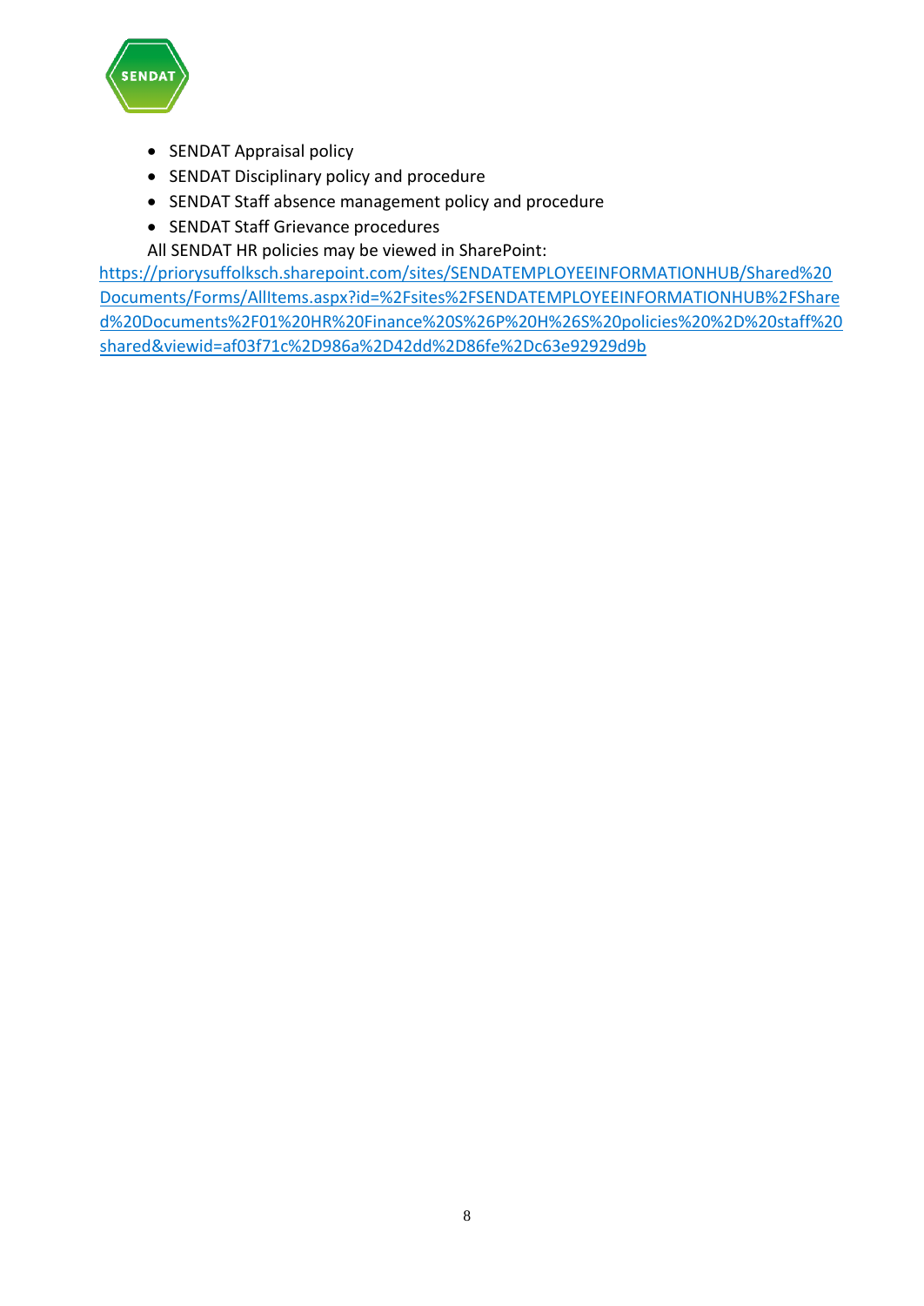- SENDAT Appraisal policy
- SENDAT Disciplinary policy and procedure
- SENDAT Staff absence management policy and procedure
- SENDAT Staff Grievance procedures

All SENDAT HR policies may be viewed in SharePoint:

https://priorysuffolksch.sharepoint.com/sites/SENDATEMPLOYEEINFORMATIONHUB/Shared%20Documents/Forms/AllItems.aspx?id=%2Fsites%2FSENDATEMPLOYEEINFORMATIONHUB%2FShared%20Documents%2F01%20HR%20Finance%20S%26P%20H%26S%20policies%20%2D%20staff%20shared&viewid=af03f71c%2D986a%2D42dd%2D86fe%2Dc63e92929d9b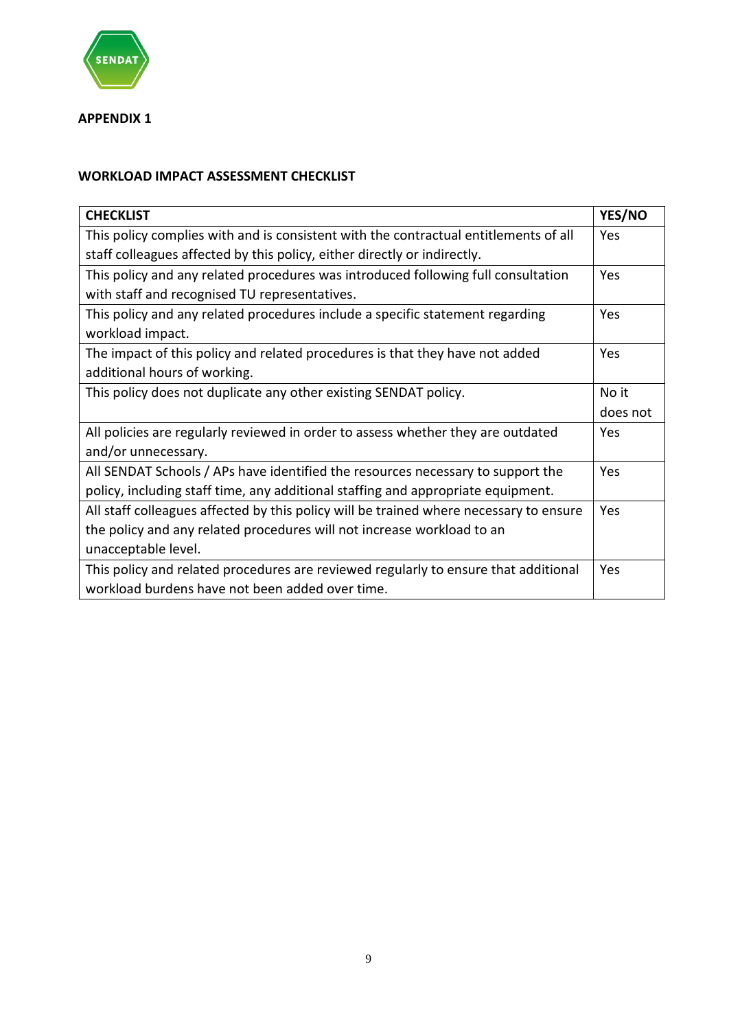**APPENDIX 1**

**WORKLOAD IMPACT ASSESSMENT CHECKLIST**

| **CHECKLIST** | **YES/NO** |
|---|---|
| This policy complies with and is consistent with the contractual entitlements of all staff colleagues affected by this policy, either directly or indirectly. | Yes |
| This policy and any related procedures was introduced following full consultation with staff and recognised TU representatives. | Yes |
| This policy and any related procedures include a specific statement regarding workload impact. | Yes |
| The impact of this policy and related procedures is that they have not added additional hours of working. | Yes |
| This policy does not duplicate any other existing SENDAT policy. | No it does not |
| All policies are regularly reviewed in order to assess whether they are outdated and/or unnecessary. | Yes |
| All SENDAT Schools / APs have identified the resources necessary to support the policy, including staff time, any additional staffing and appropriate equipment. | Yes |
| All staff colleagues affected by this policy will be trained where necessary to ensure the policy and any related procedures will not increase workload to an unacceptable level. | Yes |
| This policy and related procedures are reviewed regularly to ensure that additional workload burdens have not been added over time. | Yes |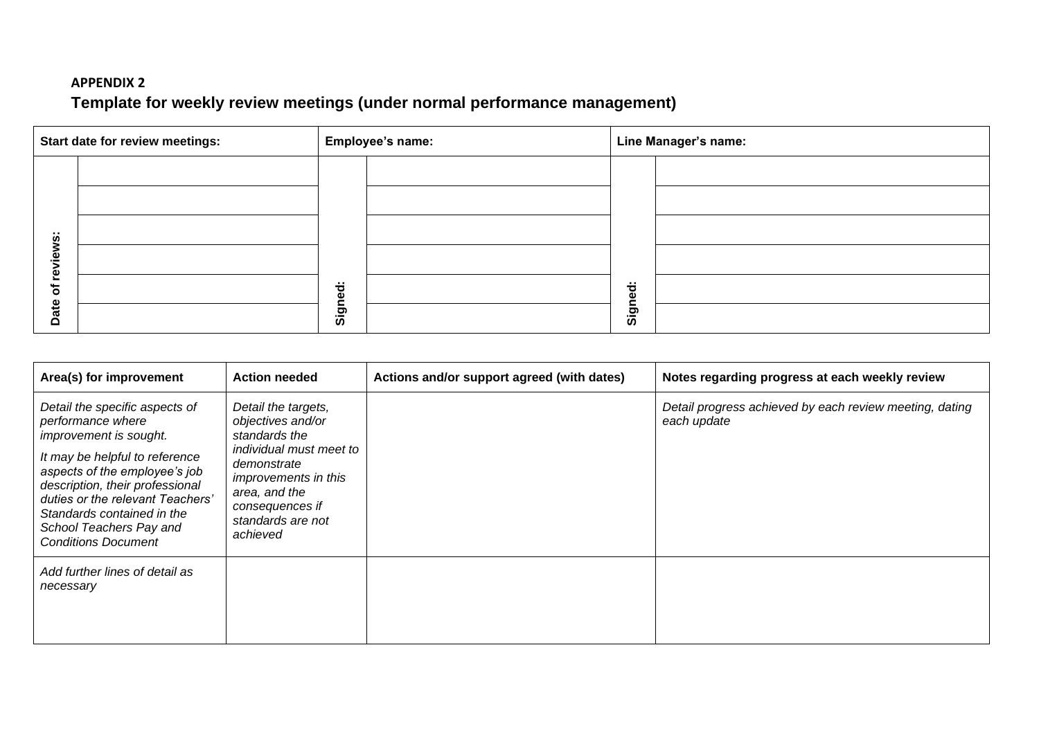**APPENDIX 2**

## Template for weekly review meetings (under normal performance management)

| Start date for review meetings: | | Employee's name: | | Line Manager's name: | |
|---|---|---|---|---|---|
| Date of reviews: | | Signed: | | Signed: | |
| | | | | | |
| | | | | | |
| | | | | | |
| | | | | | |
| | | | | | |

| Area(s) for improvement | Action needed | Actions and/or support agreed (with dates) | Notes regarding progress at each weekly review |
|---|---|---|---|
| *Detail the specific aspects of performance where improvement is sought.*<br><br>*It may be helpful to reference aspects of the employee's job description, their professional duties or the relevant Teachers' Standards contained in the School Teachers Pay and Conditions Document* | *Detail the targets, objectives and/or standards the individual must meet to demonstrate improvements in this area, and the consequences if standards are not achieved* | | *Detail progress achieved by each review meeting, dating each update* |
| *Add further lines of detail as necessary* | | | |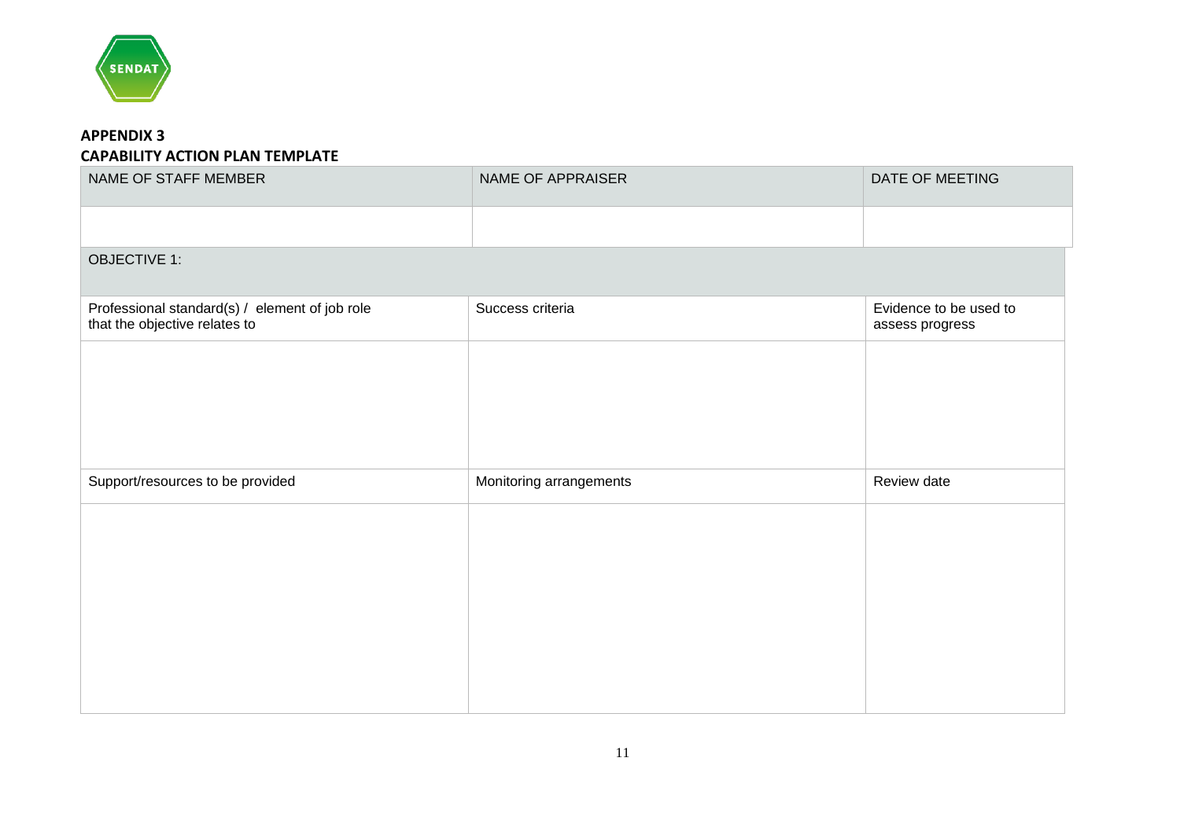**APPENDIX 3**

**CAPABILITY ACTION PLAN TEMPLATE**

| NAME OF STAFF MEMBER | NAME OF APPRAISER | DATE OF MEETING |
|---|---|---|
| | | |

| OBJECTIVE 1: | | |
|---|---|---|
| Professional standard(s) / element of job role that the objective relates to | Success criteria | Evidence to be used to assess progress |
| | | |
| Support/resources to be provided | Monitoring arrangements | Review date |
| | | |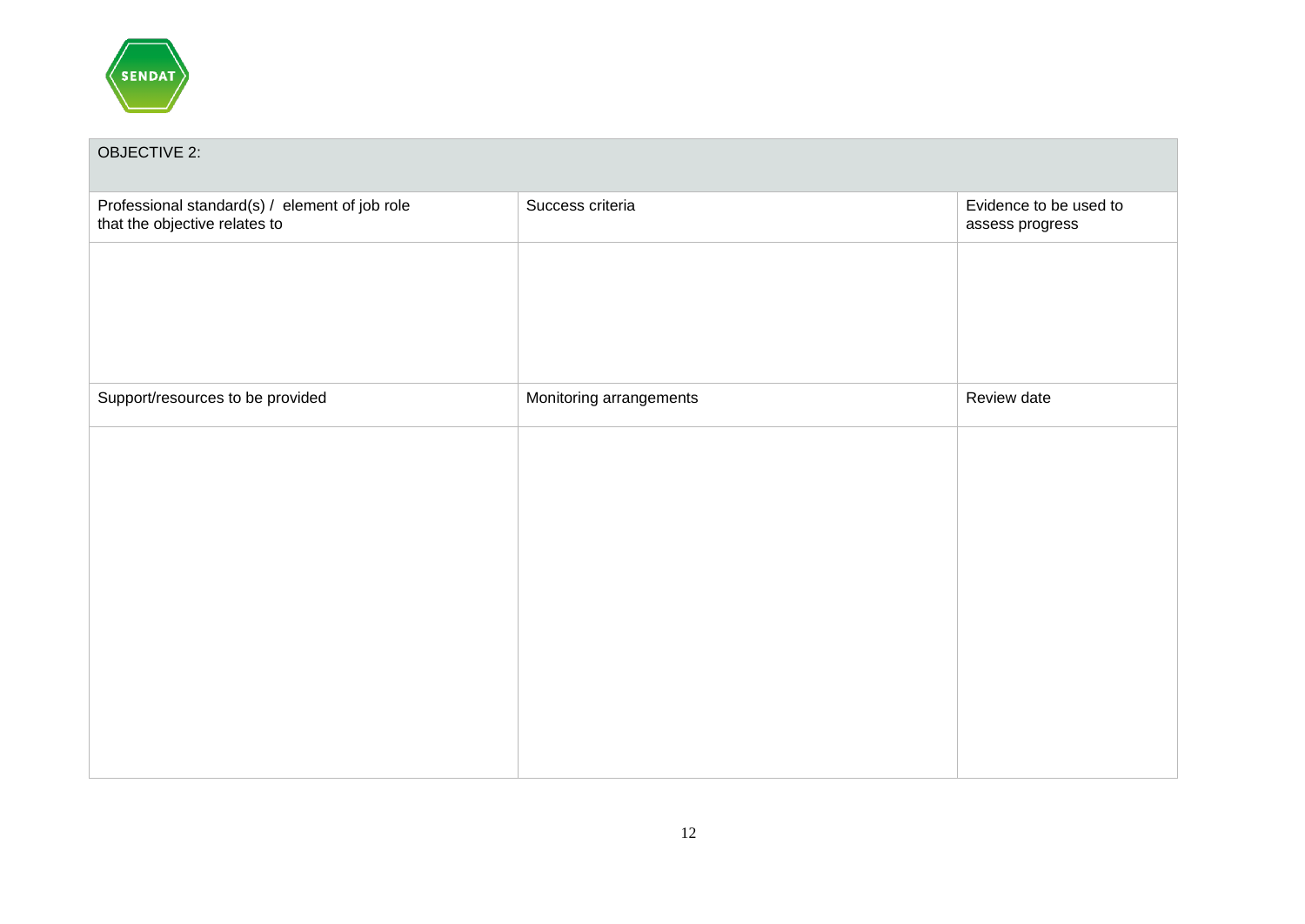| OBJECTIVE 2: | | |
|---|---|---|
| Professional standard(s) / element of job role that the objective relates to | Success criteria | Evidence to be used to assess progress |
| | | |
| Support/resources to be provided | Monitoring arrangements | Review date |
| | | |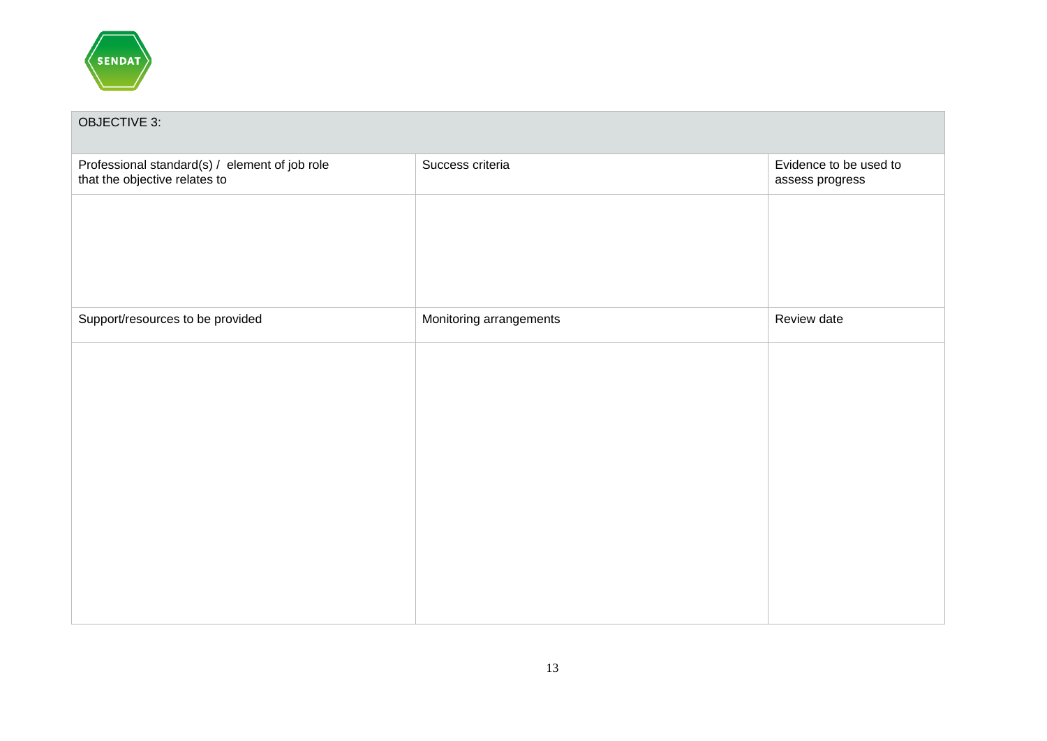| OBJECTIVE 3: | | |
|---|---|---|
| Professional standard(s) / element of job role that the objective relates to | Success criteria | Evidence to be used to assess progress |
| | | |
| Support/resources to be provided | Monitoring arrangements | Review date |
| | | |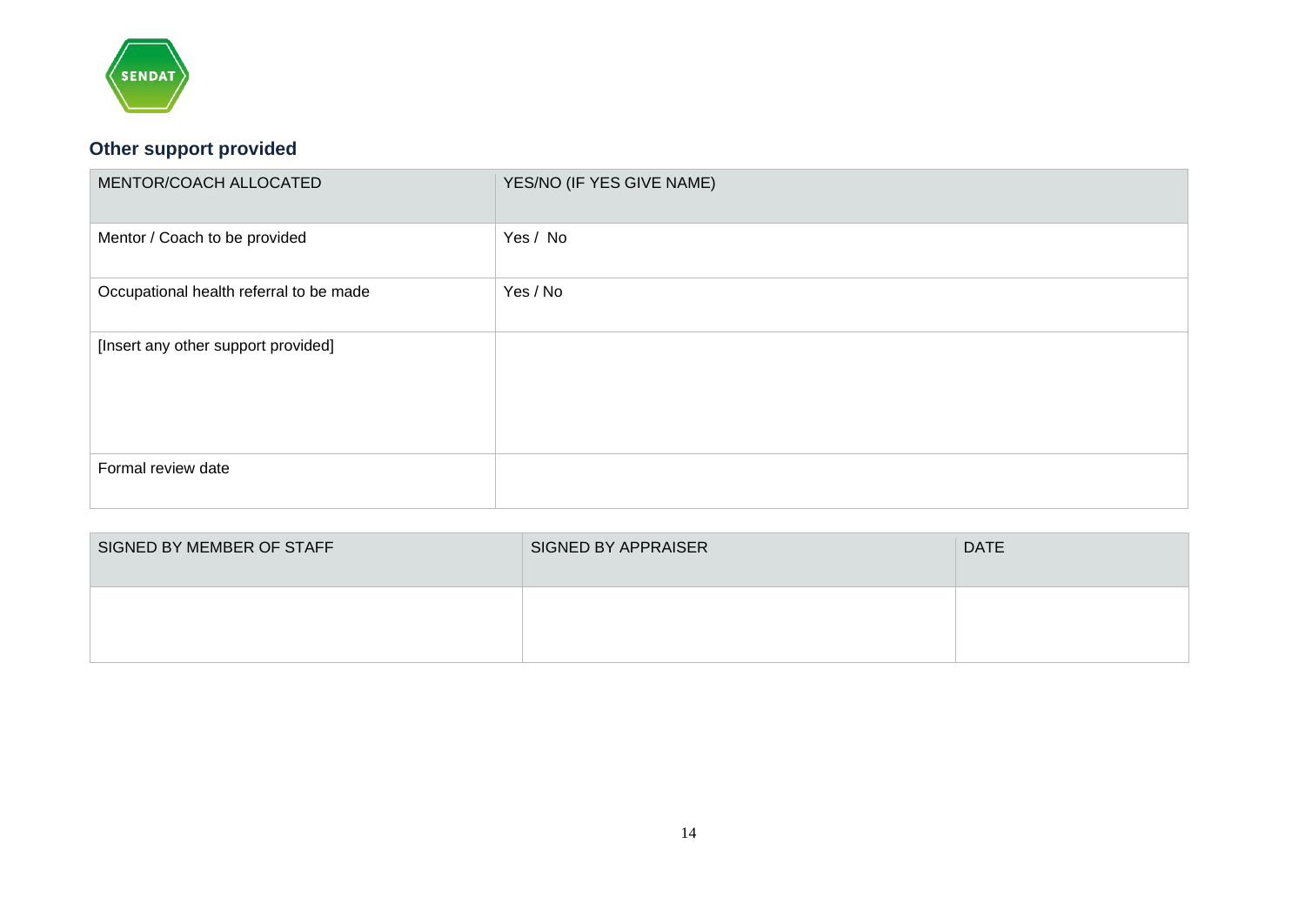## Other support provided

| MENTOR/COACH ALLOCATED | YES/NO (IF YES GIVE NAME) |
|---|---|
| Mentor / Coach to be provided | Yes / No |
| Occupational health referral to be made | Yes / No |
| [Insert any other support provided] | |
| Formal review date | |

| SIGNED BY MEMBER OF STAFF | SIGNED BY APPRAISER | DATE |
|---|---|---|
| | | |